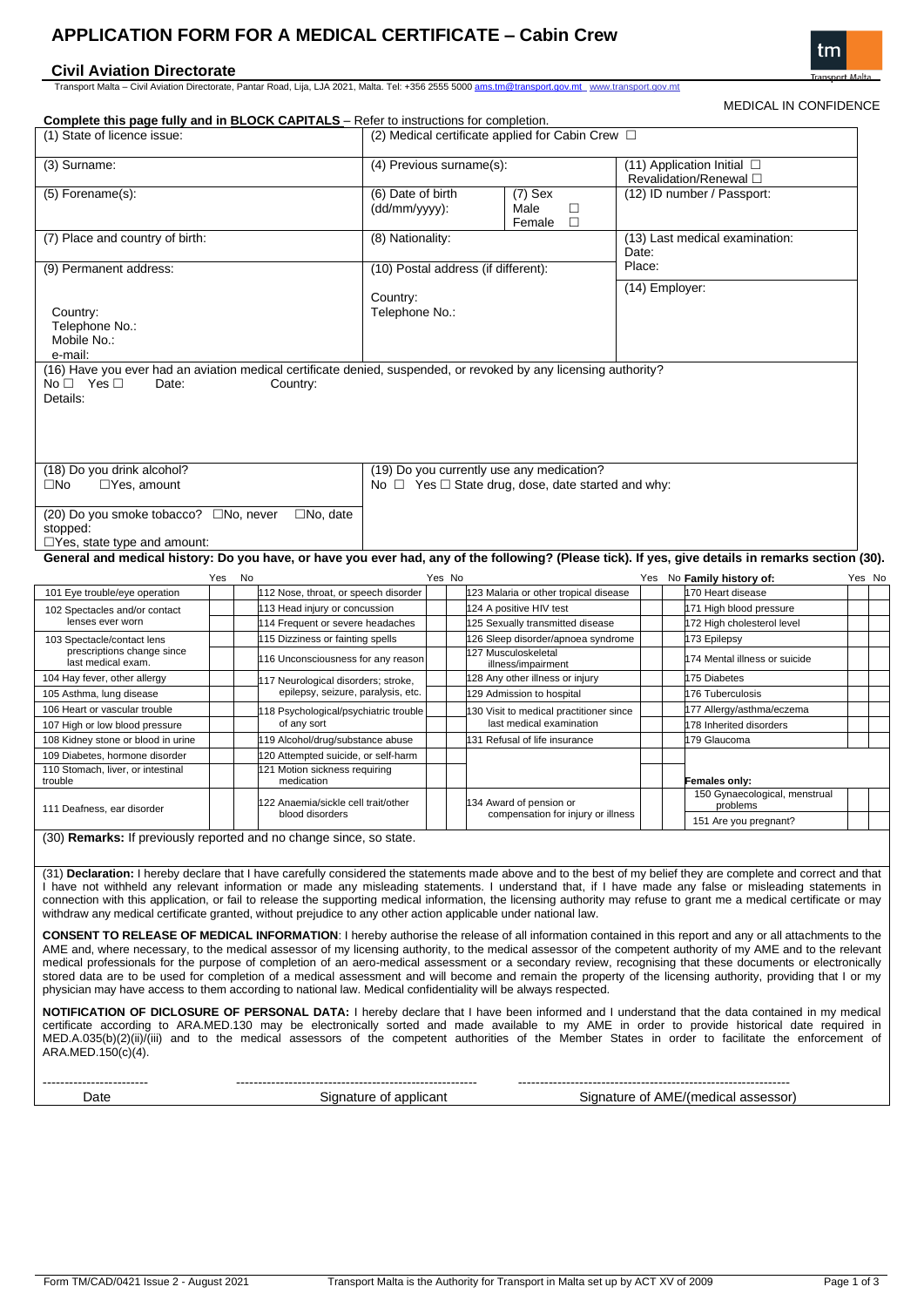# APPLICATION FORM FOR A MEDICAL CERTIFICATE – Cabin Crew

## Civil Aviation Directorate

Transport Malta – Civil Aviation Directorate, Pantar Road, Lija, LJA 2021, Malta. Tel: +356 2555 5000 ams.tm@transport.gov.mt www.transport.gov.mt

MEDICAL IN CONFIDENCE

**Complete this page fully and in BLOCK CAPITALS** – Refer to instructions for completion.

| | | |
|---|---|---|
| (1) State of licence issue: | (2) Medical certificate applied for Cabin Crew ☐ | |
| (3) Surname: | (4) Previous surname(s): | (11) Application Initial ☐ Revalidation/Renewal ☐ |
| (5) Forename(s): | (6) Date of birth (dd/mm/yyyy): (7) Sex Male ☐ Female ☐ | (12) ID number / Passport: |
| (7) Place and country of birth: | (8) Nationality: | (13) Last medical examination: Date: Place: |
| (9) Permanent address: Country: Telephone No.: Mobile No.: e-mail: | (10) Postal address (if different): Country: Telephone No.: | (14) Employer: |

(16) Have you ever had an aviation medical certificate denied, suspended, or revoked by any licensing authority?
No ☐ Yes ☐ Date: Country:
Details:

| | |
|---|---|
| (18) Do you drink alcohol? ☐No ☐Yes, amount | (19) Do you currently use any medication? No ☐ Yes ☐ State drug, dose, date started and why: |
| (20) Do you smoke tobacco? ☐No, never ☐No, date stopped: ☐Yes, state type and amount: | |

**General and medical history: Do you have, or have you ever had, any of the following? (Please tick). If yes, give details in remarks section (30).**

| | Yes | No | | Yes | No | | Yes | No | **Family history of:** | Yes | No |
|---|---|---|---|---|---|---|---|---|---|---|---|
| 101 Eye trouble/eye operation | | | 112 Nose, throat, or speech disorder | | | 123 Malaria or other tropical disease | | | 170 Heart disease | | |
| 102 Spectacles and/or contact lenses ever worn | | | 113 Head injury or concussion | | | 124 A positive HIV test | | | 171 High blood pressure | | |
| | | | 114 Frequent or severe headaches | | | 125 Sexually transmitted disease | | | 172 High cholesterol level | | |
| 103 Spectacle/contact lens prescriptions change since last medical exam. | | | 115 Dizziness or fainting spells | | | 126 Sleep disorder/apnoea syndrome | | | 173 Epilepsy | | |
| | | | 116 Unconsciousness for any reason | | | 127 Musculoskeletal illness/impairment | | | 174 Mental illness or suicide | | |
| 104 Hay fever, other allergy | | | 117 Neurological disorders; stroke, epilepsy, seizure, paralysis, etc. | | | 128 Any other illness or injury | | | 175 Diabetes | | |
| 105 Asthma, lung disease | | | | | | 129 Admission to hospital | | | 176 Tuberculosis | | |
| 106 Heart or vascular trouble | | | 118 Psychological/psychiatric trouble of any sort | | | 130 Visit to medical practitioner since last medical examination | | | 177 Allergy/asthma/eczema | | |
| 107 High or low blood pressure | | | | | | | | | 178 Inherited disorders | | |
| 108 Kidney stone or blood in urine | | | 119 Alcohol/drug/substance abuse | | | 131 Refusal of life insurance | | | 179 Glaucoma | | |
| 109 Diabetes, hormone disorder | | | 120 Attempted suicide, or self-harm | | | | | | | | |
| 110 Stomach, liver, or intestinal trouble | | | 121 Motion sickness requiring medication | | | | | | **Females only:** | | |
| 111 Deafness, ear disorder | | | 122 Anaemia/sickle cell trait/other blood disorders | | | 134 Award of pension or compensation for injury or illness | | | 150 Gynaecological, menstrual problems | | |
| | | | | | | | | | 151 Are you pregnant? | | |

(30) **Remarks:** If previously reported and no change since, so state.

(31) **Declaration:** I hereby declare that I have carefully considered the statements made above and to the best of my belief they are complete and correct and that I have not withheld any relevant information or made any misleading statements. I understand that, if I have made any false or misleading statements in connection with this application, or fail to release the supporting medical information, the licensing authority may refuse to grant me a medical certificate or may withdraw any medical certificate granted, without prejudice to any other action applicable under national law.

**CONSENT TO RELEASE OF MEDICAL INFORMATION**: I hereby authorise the release of all information contained in this report and any or all attachments to the AME and, where necessary, to the medical assessor of my licensing authority, to the medical assessor of the competent authority of my AME and to the relevant medical professionals for the purpose of completion of an aero-medical assessment or a secondary review, recognising that these documents or electronically stored data are to be used for completion of a medical assessment and will become and remain the property of the licensing authority, providing that I or my physician may have access to them according to national law. Medical confidentiality will be always respected.

**NOTIFICATION OF DICLOSURE OF PERSONAL DATA:** I hereby declare that I have been informed and I understand that the data contained in my medical certificate according to ARA.MED.130 may be electronically sorted and made available to my AME in order to provide historical date required in MED.A.035(b)(2)(ii)/(iii) and to the medical assessors of the competent authorities of the Member States in order to facilitate the enforcement of ARA.MED.150(c)(4).

| ------------------------ | -------------------------------------------------------- | -------------------------------------------------------------- |
|---|---|---|
| Date | Signature of applicant | Signature of AME/(medical assessor) |

Form TM/CAD/0421 Issue 2 - August 2021 — Transport Malta is the Authority for Transport in Malta set up by ACT XV of 2009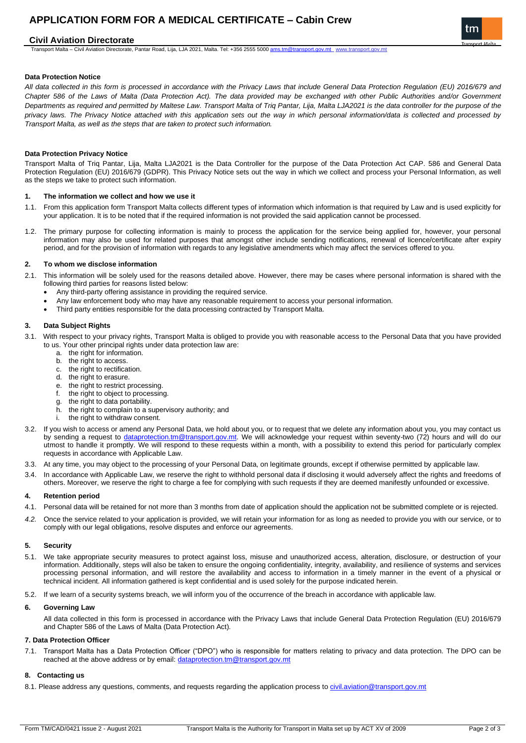# APPLICATION FORM FOR A MEDICAL CERTIFICATE – Cabin Crew

## Civil Aviation Directorate

Transport Malta – Civil Aviation Directorate, Pantar Road, Lija, LJA 2021, Malta. Tel: +356 2555 5000 ams.tm@transport.gov.mt www.transport.gov.mt

**Data Protection Notice**

*All data collected in this form is processed in accordance with the Privacy Laws that include General Data Protection Regulation (EU) 2016/679 and Chapter 586 of the Laws of Malta (Data Protection Act). The data provided may be exchanged with other Public Authorities and/or Government Departments as required and permitted by Maltese Law. Transport Malta of Triq Pantar, Lija, Malta LJA2021 is the data controller for the purpose of the privacy laws. The Privacy Notice attached with this application sets out the way in which personal information/data is collected and processed by Transport Malta, as well as the steps that are taken to protect such information.*

**Data Protection Privacy Notice**

Transport Malta of Triq Pantar, Lija, Malta LJA2021 is the Data Controller for the purpose of the Data Protection Act CAP. 586 and General Data Protection Regulation (EU) 2016/679 (GDPR). This Privacy Notice sets out the way in which we collect and process your Personal Information, as well as the steps we take to protect such information.

**1. The information we collect and how we use it**

1.1. From this application form Transport Malta collects different types of information which information is that required by Law and is used explicitly for your application. It is to be noted that if the required information is not provided the said application cannot be processed.

1.2. The primary purpose for collecting information is mainly to process the application for the service being applied for, however, your personal information may also be used for related purposes that amongst other include sending notifications, renewal of licence/certificate after expiry period, and for the provision of information with regards to any legislative amendments which may affect the services offered to you.

**2. To whom we disclose information**

2.1. This information will be solely used for the reasons detailed above. However, there may be cases where personal information is shared with the following third parties for reasons listed below:

- Any third-party offering assistance in providing the required service.
- Any law enforcement body who may have any reasonable requirement to access your personal information.
- Third party entities responsible for the data processing contracted by Transport Malta.

**3. Data Subject Rights**

3.1. With respect to your privacy rights, Transport Malta is obliged to provide you with reasonable access to the Personal Data that you have provided to us. Your other principal rights under data protection law are:

a. the right for information.
b. the right to access.
c. the right to rectification.
d. the right to erasure.
e. the right to restrict processing.
f. the right to object to processing.
g. the right to data portability.
h. the right to complain to a supervisory authority; and
i. the right to withdraw consent.

3.2. If you wish to access or amend any Personal Data, we hold about you, or to request that we delete any information about you, you may contact us by sending a request to dataprotection.tm@transport.gov.mt. We will acknowledge your request within seventy-two (72) hours and will do our utmost to handle it promptly. We will respond to these requests within a month, with a possibility to extend this period for particularly complex requests in accordance with Applicable Law.

3.3. At any time, you may object to the processing of your Personal Data, on legitimate grounds, except if otherwise permitted by applicable law.

3.4. In accordance with Applicable Law, we reserve the right to withhold personal data if disclosing it would adversely affect the rights and freedoms of others. Moreover, we reserve the right to charge a fee for complying with such requests if they are deemed manifestly unfounded or excessive.

**4. Retention period**

4.1. Personal data will be retained for not more than 3 months from date of application should the application not be submitted complete or is rejected.

*4.2.* Once the service related to your application is provided, we will retain your information for as long as needed to provide you with our service, or to comply with our legal obligations, resolve disputes and enforce our agreements.

**5. Security**

5.1. We take appropriate security measures to protect against loss, misuse and unauthorized access, alteration, disclosure, or destruction of your information. Additionally, steps will also be taken to ensure the ongoing confidentiality, integrity, availability, and resilience of systems and services processing personal information, and will restore the availability and access to information in a timely manner in the event of a physical or technical incident. All information gathered is kept confidential and is used solely for the purpose indicated herein.

5.2. If we learn of a security systems breach, we will inform you of the occurrence of the breach in accordance with applicable law.

**6. Governing Law**

All data collected in this form is processed in accordance with the Privacy Laws that include General Data Protection Regulation (EU) 2016/679 and Chapter 586 of the Laws of Malta (Data Protection Act).

**7. Data Protection Officer**

7.1. Transport Malta has a Data Protection Officer ("DPO") who is responsible for matters relating to privacy and data protection. The DPO can be reached at the above address or by email: dataprotection.tm@transport.gov.mt

**8. Contacting us**

8.1. Please address any questions, comments, and requests regarding the application process to civil.aviation@transport.gov.mt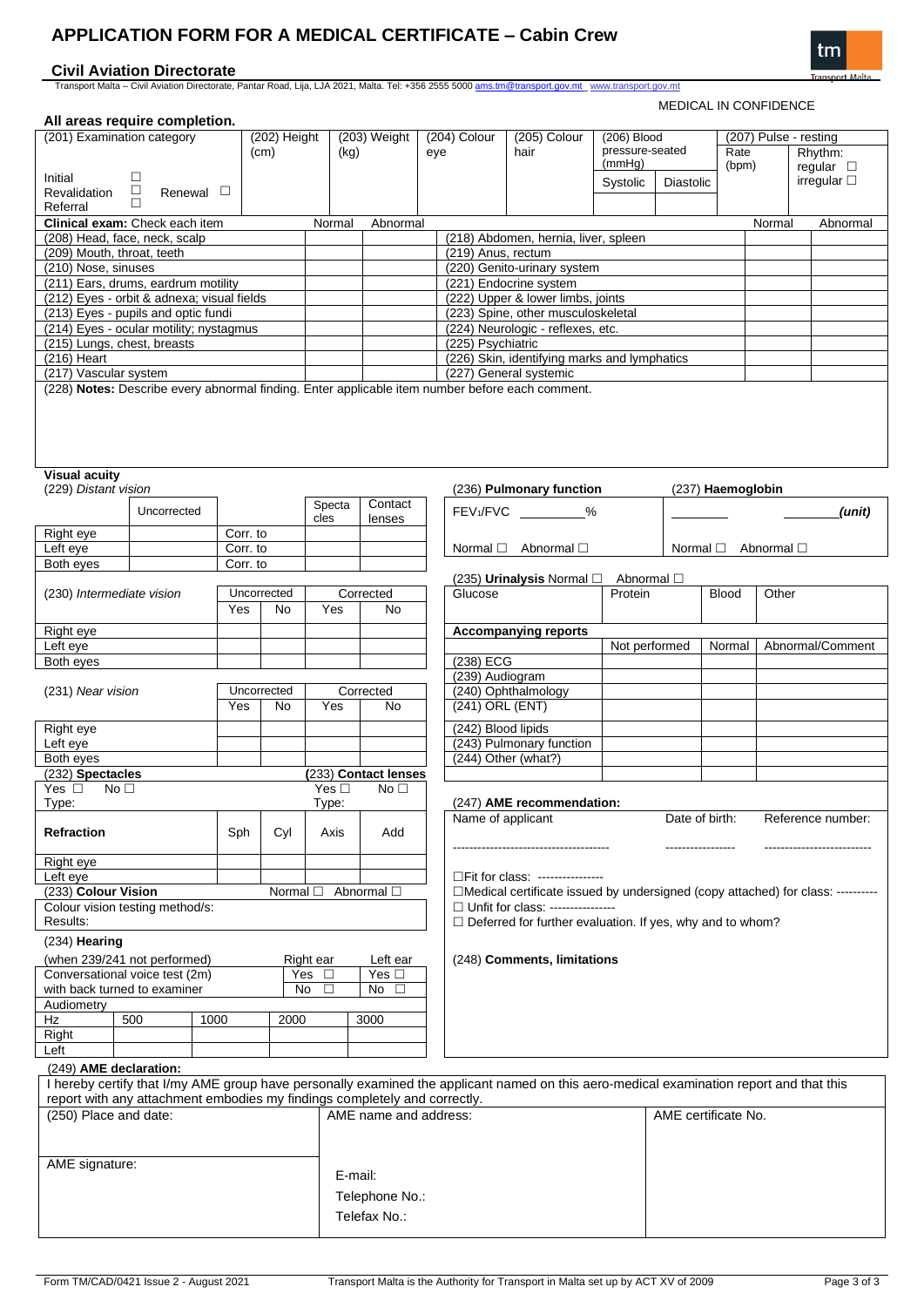# APPLICATION FORM FOR A MEDICAL CERTIFICATE – Cabin Crew

## Civil Aviation Directorate

Transport Malta – Civil Aviation Directorate, Pantar Road, Lija, LJA 2021, Malta. Tel: +356 2555 5000 ams.tm@transport.gov.mt www.transport.gov.mt

MEDICAL IN CONFIDENCE

**All areas require completion.**

| (201) Examination category | (202) Height (cm) | (203) Weight (kg) | (204) Colour eye | (205) Colour hair | (206) Blood pressure-seated (mmHg) | | (207) Pulse - resting | |
|---|---|---|---|---|---|---|---|---|
| Initial ☐ Revalidation ☐ Renewal ☐ Referral ☐ | | | | | Systolic | Diastolic | Rate (bpm) | Rhythm: regular ☐ irregular ☐ |
| | | | | | | | | |

| **Clinical exam:** Check each item | Normal | Abnormal | | Normal | Abnormal |
|---|---|---|---|---|---|
| (208) Head, face, neck, scalp | | | (218) Abdomen, hernia, liver, spleen | | |
| (209) Mouth, throat, teeth | | | (219) Anus, rectum | | |
| (210) Nose, sinuses | | | (220) Genito-urinary system | | |
| (211) Ears, drums, eardrum motility | | | (221) Endocrine system | | |
| (212) Eyes - orbit & adnexa; visual fields | | | (222) Upper & lower limbs, joints | | |
| (213) Eyes - pupils and optic fundi | | | (223) Spine, other musculoskeletal | | |
| (214) Eyes - ocular motility; nystagmus | | | (224) Neurologic - reflexes, etc. | | |
| (215) Lungs, chest, breasts | | | (225) Psychiatric | | |
| (216) Heart | | | (226) Skin, identifying marks and lymphatics | | |
| (217) Vascular system | | | (227) General systemic | | |

(228) **Notes:** Describe every abnormal finding. Enter applicable item number before each comment.

**Visual acuity**

(229) *Distant vision*

| | Uncorrected | | Spectacles | Contact lenses |
|---|---|---|---|---|
| Right eye | | Corr. to | | |
| Left eye | | Corr. to | | |
| Both eyes | | Corr. to | | |

| (230) *Intermediate vision* | Uncorrected | | Corrected | |
|---|---|---|---|---|
| | Yes | No | Yes | No |
| Right eye | | | | |
| Left eye | | | | |
| Both eyes | | | | |

| (231) *Near vision* | Uncorrected | | Corrected | |
|---|---|---|---|---|
| | Yes | No | Yes | No |
| Right eye | | | | |
| Left eye | | | | |
| Both eyes | | | | |

| (232) **Spectacles** | | | (233) **Contact lenses** | |
|---|---|---|---|---|
| Yes ☐ No ☐ | | | Yes ☐ | No ☐ |
| Type: | | | Type: | |
| **Refraction** | Sph | Cyl | Axis | Add |
| Right eye | | | | |
| Left eye | | | | |

(233) **Colour Vision** Normal ☐ Abnormal ☐

Colour vision testing method/s:

Results:

(234) **Hearing**

| (when 239/241 not performed) | | Right ear | Left ear |
|---|---|---|---|
| Conversational voice test (2m) with back turned to examiner | | Yes ☐ No ☐ | Yes ☐ No ☐ |

| Audiometry | | | | |
|---|---|---|---|---|
| Hz | 500 | 1000 | 2000 | 3000 |
| Right | | | | |
| Left | | | | |

| (236) **Pulmonary function** | (237) **Haemoglobin** |
|---|---|
| $FEV_1/FVC$ ________% | ________ ________*(unit)* |
| Normal ☐ Abnormal ☐ | Normal ☐ Abnormal ☐ |

(235) **Urinalysis** Normal ☐ Abnormal ☐

| Glucose | Protein | Blood | Other |
|---|---|---|---|
| | | | |

| **Accompanying reports** | Not performed | Normal | Abnormal/Comment |
|---|---|---|---|
| (238) ECG | | | |
| (239) Audiogram | | | |
| (240) Ophthalmology | | | |
| (241) ORL (ENT) | | | |
| (242) Blood lipids | | | |
| (243) Pulmonary function | | | |
| (244) Other (what?) | | | |

(247) **AME recommendation:**

| Name of applicant | Date of birth: | Reference number: |
|---|---|---|
| ------------------------------------- | ---------------- | ------------------------- |

☐Fit for class: ----------------

☐Medical certificate issued by undersigned (copy attached) for class: ----------

☐ Unfit for class: ----------------

☐ Deferred for further evaluation. If yes, why and to whom?

(248) **Comments, limitations**

(249) **AME declaration:**

I hereby certify that I/my AME group have personally examined the applicant named on this aero-medical examination report and that this report with any attachment embodies my findings completely and correctly.

| (250) Place and date: | AME name and address: | AME certificate No. |
|---|---|---|
| AME signature: | E-mail: Telephone No.: Telefax No.: | |

Form TM/CAD/0421 Issue 2 - August 2021 — Transport Malta is the Authority for Transport in Malta set up by ACT XV of 2009